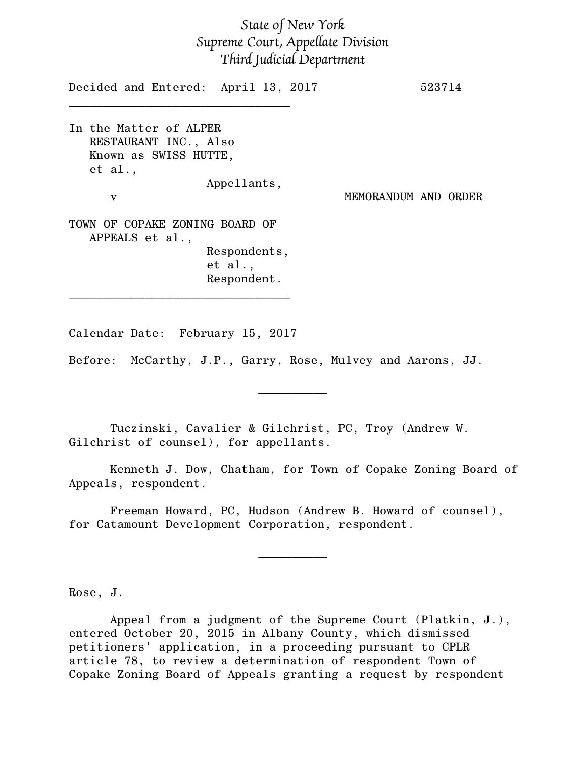*State of New York*
*Supreme Court, Appellate Division*
*Third Judicial Department*

Decided and Entered: April 13, 2017 523714

---

In the Matter of ALPER RESTAURANT INC., Also Known as SWISS HUTTE, et al.,
Appellants,

v

TOWN OF COPAKE ZONING BOARD OF APPEALS et al.,
Respondents,
et al.,
Respondent.

MEMORANDUM AND ORDER

---

Calendar Date: February 15, 2017

Before: McCarthy, J.P., Garry, Rose, Mulvey and Aarons, JJ.

---

Tuczinski, Cavalier & Gilchrist, PC, Troy (Andrew W. Gilchrist of counsel), for appellants.

Kenneth J. Dow, Chatham, for Town of Copake Zoning Board of Appeals, respondent.

Freeman Howard, PC, Hudson (Andrew B. Howard of counsel), for Catamount Development Corporation, respondent.

---

Rose, J.

Appeal from a judgment of the Supreme Court (Platkin, J.), entered October 20, 2015 in Albany County, which dismissed petitioners' application, in a proceeding pursuant to CPLR article 78, to review a determination of respondent Town of Copake Zoning Board of Appeals granting a request by respondent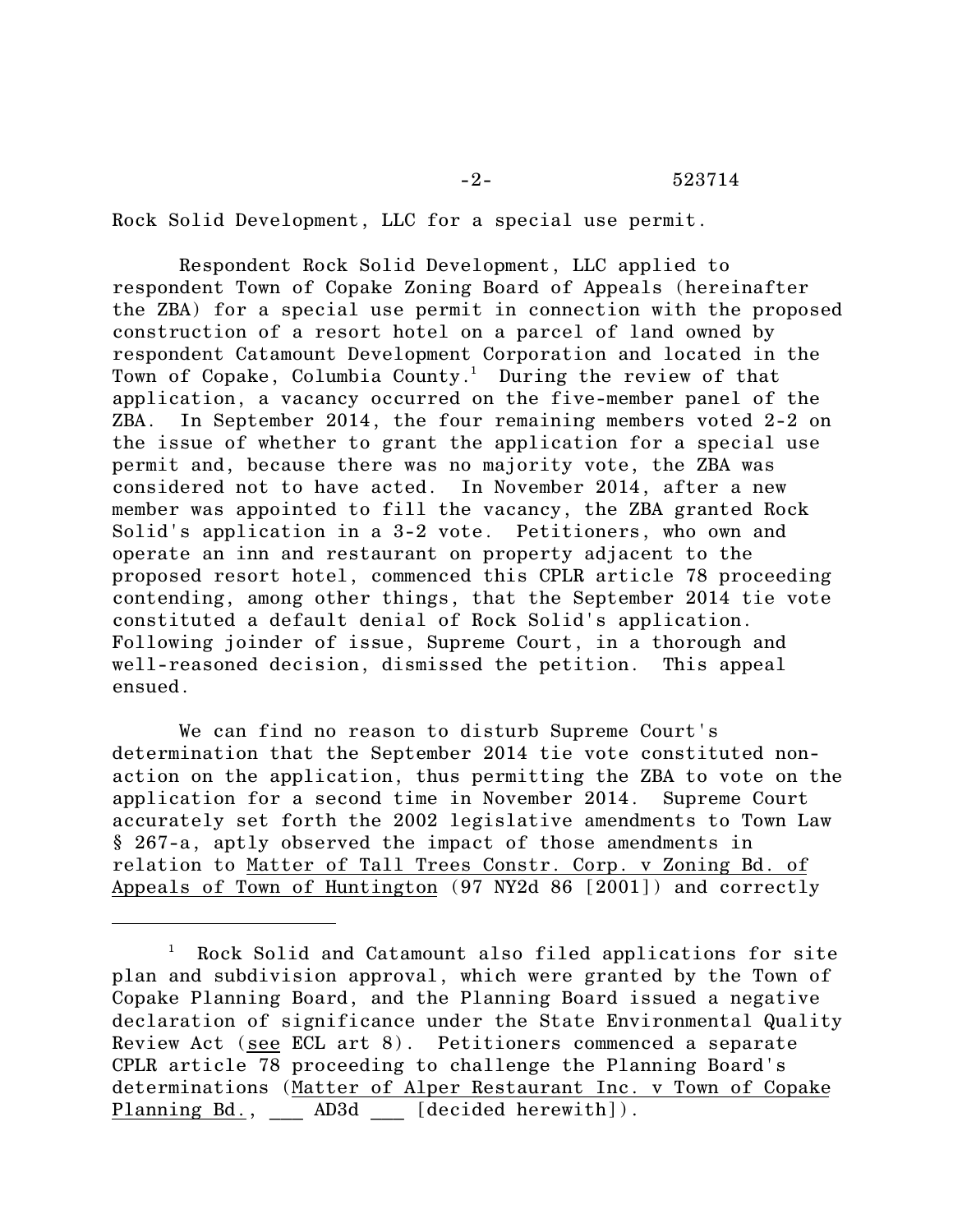Rock Solid Development, LLC for a special use permit.

Respondent Rock Solid Development, LLC applied to respondent Town of Copake Zoning Board of Appeals (hereinafter the ZBA) for a special use permit in connection with the proposed construction of a resort hotel on a parcel of land owned by respondent Catamount Development Corporation and located in the Town of Copake, Columbia County.[1] During the review of that application, a vacancy occurred on the five-member panel of the ZBA. In September 2014, the four remaining members voted 2-2 on the issue of whether to grant the application for a special use permit and, because there was no majority vote, the ZBA was considered not to have acted. In November 2014, after a new member was appointed to fill the vacancy, the ZBA granted Rock Solid's application in a 3-2 vote. Petitioners, who own and operate an inn and restaurant on property adjacent to the proposed resort hotel, commenced this CPLR article 78 proceeding contending, among other things, that the September 2014 tie vote constituted a default denial of Rock Solid's application. Following joinder of issue, Supreme Court, in a thorough and well-reasoned decision, dismissed the petition. This appeal ensued.

We can find no reason to disturb Supreme Court's determination that the September 2014 tie vote constituted non-action on the application, thus permitting the ZBA to vote on the application for a second time in November 2014. Supreme Court accurately set forth the 2002 legislative amendments to Town Law § 267-a, aptly observed the impact of those amendments in relation to Matter of Tall Trees Constr. Corp. v Zoning Bd. of Appeals of Town of Huntington (97 NY2d 86 [2001]) and correctly

---

[1] Rock Solid and Catamount also filed applications for site plan and subdivision approval, which were granted by the Town of Copake Planning Board, and the Planning Board issued a negative declaration of significance under the State Environmental Quality Review Act (see ECL art 8). Petitioners commenced a separate CPLR article 78 proceeding to challenge the Planning Board's determinations (Matter of Alper Restaurant Inc. v Town of Copake Planning Bd., ___ AD3d ___ [decided herewith]).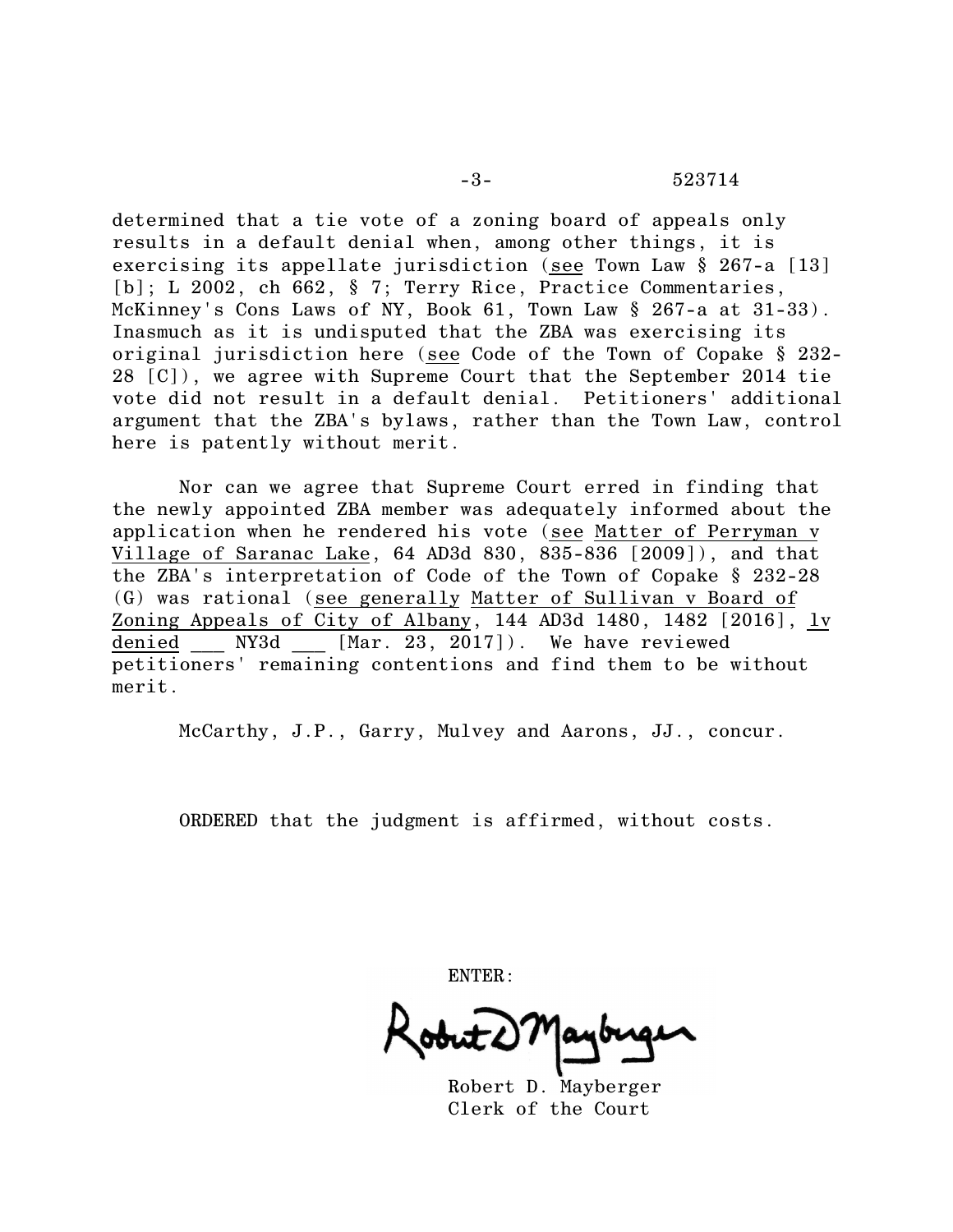determined that a tie vote of a zoning board of appeals only results in a default denial when, among other things, it is exercising its appellate jurisdiction (see Town Law § 267-a [13] [b]; L 2002, ch 662, § 7; Terry Rice, Practice Commentaries, McKinney's Cons Laws of NY, Book 61, Town Law § 267-a at 31-33). Inasmuch as it is undisputed that the ZBA was exercising its original jurisdiction here (see Code of the Town of Copake § 232-28 [C]), we agree with Supreme Court that the September 2014 tie vote did not result in a default denial. Petitioners' additional argument that the ZBA's bylaws, rather than the Town Law, control here is patently without merit.

Nor can we agree that Supreme Court erred in finding that the newly appointed ZBA member was adequately informed about the application when he rendered his vote (see Matter of Perryman v Village of Saranac Lake, 64 AD3d 830, 835-836 [2009]), and that the ZBA's interpretation of Code of the Town of Copake § 232-28 (G) was rational (see generally Matter of Sullivan v Board of Zoning Appeals of City of Albany, 144 AD3d 1480, 1482 [2016], lv denied ___ NY3d ___ [Mar. 23, 2017]). We have reviewed petitioners' remaining contentions and find them to be without merit.

McCarthy, J.P., Garry, Mulvey and Aarons, JJ., concur.

ORDERED that the judgment is affirmed, without costs.

ENTER:

Robert D. Mayberger
Clerk of the Court